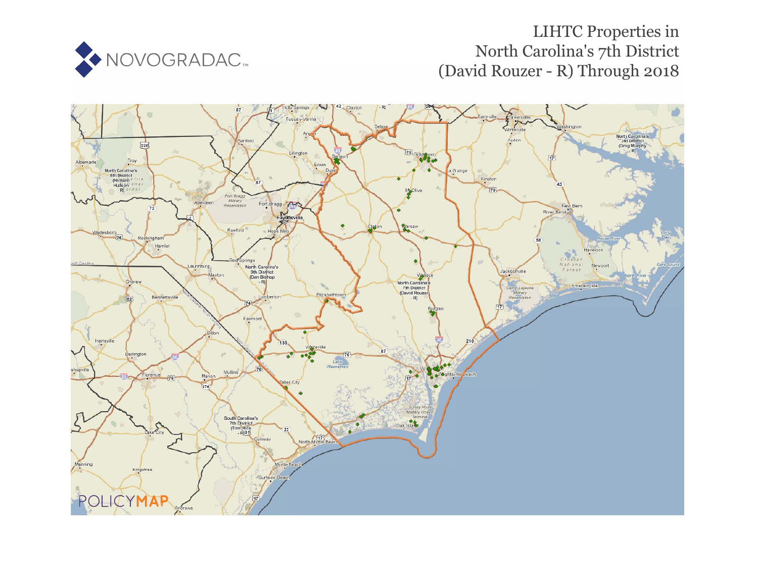NOVOGRADAC

# LIHTC Properties in North Carolina's 7th District (David Rouzer - R) Through 2018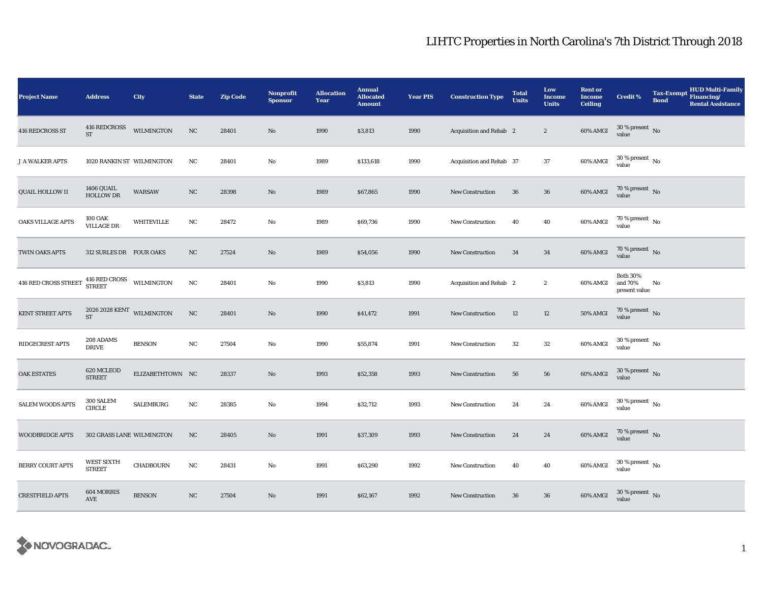# LIHTC Properties in North Carolina's 7th District Through 2018

| Project Name | Address | City | State | Zip Code | Nonprofit Sponsor | Allocation Year | Annual Allocated Amount | Year PIS | Construction Type | Total Units | Low Income Units | Rent or Income Ceiling | Credit % | Tax-Exempt Bond | HUD Multi-Family Financing/ Rental Assistance |
|---|---|---|---|---|---|---|---|---|---|---|---|---|---|---|---|
| 416 REDCROSS ST | 416 REDCROSS ST | WILMINGTON | NC | 28401 | No | 1990 | $3,813 | 1990 | Acquisition and Rehab | 2 | 2 | 60% AMGI | 30 % present value | No | |
| J A WALKER APTS | 1020 RANKIN ST | WILMINGTON | NC | 28401 | No | 1989 | $133,618 | 1990 | Acquisition and Rehab | 37 | 37 | 60% AMGI | 30 % present value | No | |
| QUAIL HOLLOW II | 1406 QUAIL HOLLOW DR | WARSAW | NC | 28398 | No | 1989 | $67,865 | 1990 | New Construction | 36 | 36 | 60% AMGI | 70 % present value | No | |
| OAKS VILLAGE APTS | 100 OAK VILLAGE DR | WHITEVILLE | NC | 28472 | No | 1989 | $69,736 | 1990 | New Construction | 40 | 40 | 60% AMGI | 70 % present value | No | |
| TWIN OAKS APTS | 312 SURLES DR | FOUR OAKS | NC | 27524 | No | 1989 | $54,056 | 1990 | New Construction | 34 | 34 | 60% AMGI | 70 % present value | No | |
| 416 RED CROSS STREET | 416 RED CROSS STREET | WILMINGTON | NC | 28401 | No | 1990 | $3,813 | 1990 | Acquisition and Rehab | 2 | 2 | 60% AMGI | Both 30% and 70% present value | No | |
| KENT STREET APTS | 2026 2028 KENT ST | WILMINGTON | NC | 28401 | No | 1990 | $41,472 | 1991 | New Construction | 12 | 12 | 50% AMGI | 70 % present value | No | |
| RIDGECREST APTS | 208 ADAMS DRIVE | BENSON | NC | 27504 | No | 1990 | $55,874 | 1991 | New Construction | 32 | 32 | 60% AMGI | 30 % present value | No | |
| OAK ESTATES | 620 MCLEOD STREET | ELIZABETHTOWN | NC | 28337 | No | 1993 | $52,358 | 1993 | New Construction | 56 | 56 | 60% AMGI | 30 % present value | No | |
| SALEM WOODS APTS | 300 SALEM CIRCLE | SALEMBURG | NC | 28385 | No | 1994 | $32,712 | 1993 | New Construction | 24 | 24 | 60% AMGI | 30 % present value | No | |
| WOODBRIDGE APTS | 302 GRASS LANE | WILMINGTON | NC | 28405 | No | 1991 | $37,309 | 1993 | New Construction | 24 | 24 | 60% AMGI | 70 % present value | No | |
| BERRY COURT APTS | WEST SIXTH STREET | CHADBOURN | NC | 28431 | No | 1991 | $63,290 | 1992 | New Construction | 40 | 40 | 60% AMGI | 30 % present value | No | |
| CRESTFIELD APTS | 604 MORRIS AVE | BENSON | NC | 27504 | No | 1991 | $62,167 | 1992 | New Construction | 36 | 36 | 60% AMGI | 30 % present value | No | |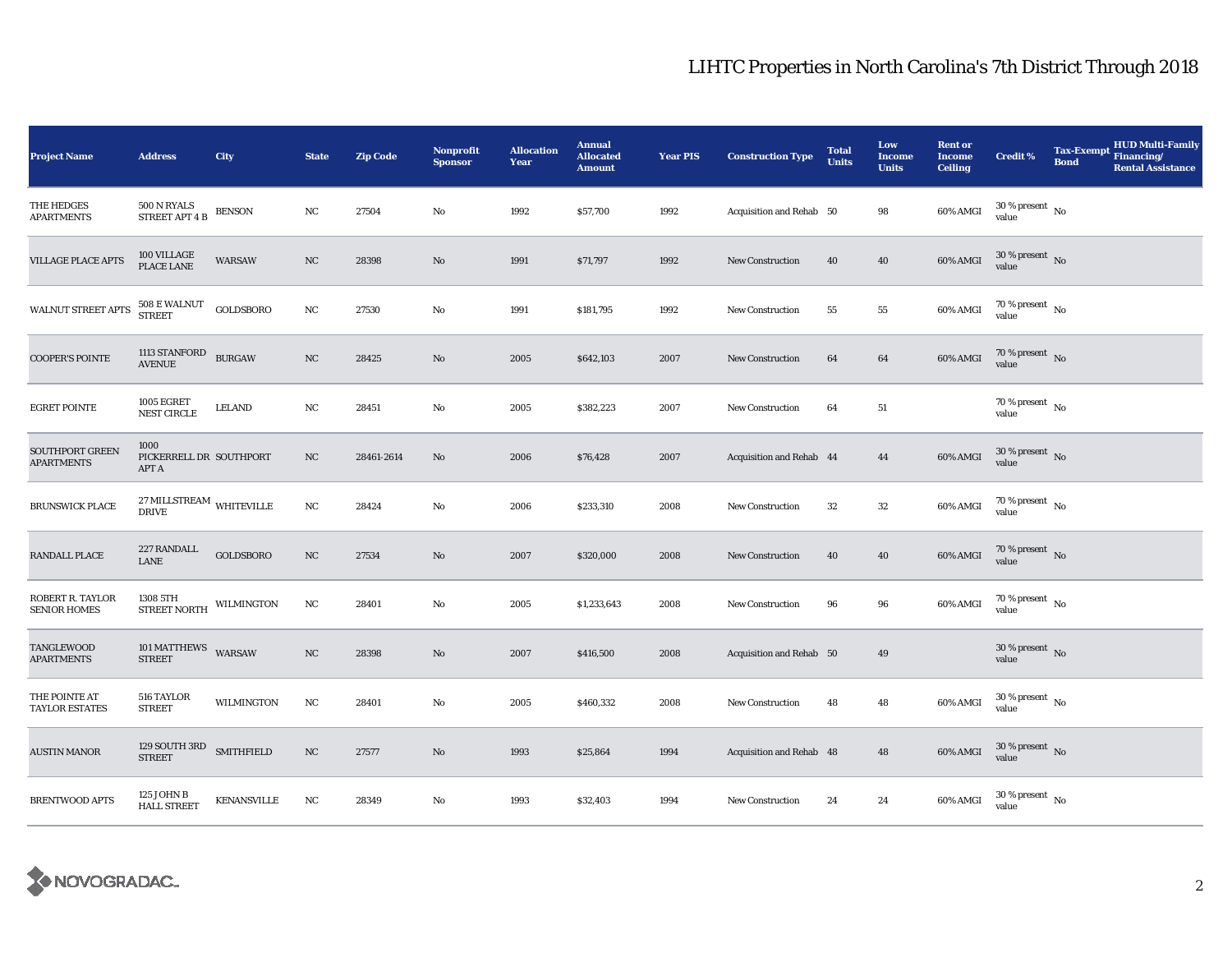# LIHTC Properties in North Carolina's 7th District Through 2018

| Project Name | Address | City | State | Zip Code | Nonprofit Sponsor | Allocation Year | Annual Allocated Amount | Year PIS | Construction Type | Total Units | Low Income Units | Rent or Income Ceiling | Credit % | Tax-Exempt Bond | HUD Multi-Family Financing/ Rental Assistance |
|---|---|---|---|---|---|---|---|---|---|---|---|---|---|---|---|
| THE HEDGES APARTMENTS | 500 N RYALS STREET APT 4 B | BENSON | NC | 27504 | No | 1992 | $57,700 | 1992 | Acquisition and Rehab | 50 | 98 | 60% AMGI | 30 % present value | No | |
| VILLAGE PLACE APTS | 100 VILLAGE PLACE LANE | WARSAW | NC | 28398 | No | 1991 | $71,797 | 1992 | New Construction | 40 | 40 | 60% AMGI | 30 % present value | No | |
| WALNUT STREET APTS | 508 E WALNUT STREET | GOLDSBORO | NC | 27530 | No | 1991 | $181,795 | 1992 | New Construction | 55 | 55 | 60% AMGI | 70 % present value | No | |
| COOPER'S POINTE | 1113 STANFORD AVENUE | BURGAW | NC | 28425 | No | 2005 | $642,103 | 2007 | New Construction | 64 | 64 | 60% AMGI | 70 % present value | No | |
| EGRET POINTE | 1005 EGRET NEST CIRCLE | LELAND | NC | 28451 | No | 2005 | $382,223 | 2007 | New Construction | 64 | 51 | | 70 % present value | No | |
| SOUTHPORT GREEN APARTMENTS | 1000 PICKERRELL DR APT A | SOUTHPORT | NC | 28461-2614 | No | 2006 | $76,428 | 2007 | Acquisition and Rehab | 44 | 44 | 60% AMGI | 30 % present value | No | |
| BRUNSWICK PLACE | 27 MILLSTREAM DRIVE | WHITEVILLE | NC | 28424 | No | 2006 | $233,310 | 2008 | New Construction | 32 | 32 | 60% AMGI | 70 % present value | No | |
| RANDALL PLACE | 227 RANDALL LANE | GOLDSBORO | NC | 27534 | No | 2007 | $320,000 | 2008 | New Construction | 40 | 40 | 60% AMGI | 70 % present value | No | |
| ROBERT R. TAYLOR SENIOR HOMES | 1308 5TH STREET NORTH | WILMINGTON | NC | 28401 | No | 2005 | $1,233,643 | 2008 | New Construction | 96 | 96 | 60% AMGI | 70 % present value | No | |
| TANGLEWOOD APARTMENTS | 101 MATTHEWS STREET | WARSAW | NC | 28398 | No | 2007 | $416,500 | 2008 | Acquisition and Rehab | 50 | 49 | | 30 % present value | No | |
| THE POINTE AT TAYLOR ESTATES | 516 TAYLOR STREET | WILMINGTON | NC | 28401 | No | 2005 | $460,332 | 2008 | New Construction | 48 | 48 | 60% AMGI | 30 % present value | No | |
| AUSTIN MANOR | 129 SOUTH 3RD STREET | SMITHFIELD | NC | 27577 | No | 1993 | $25,864 | 1994 | Acquisition and Rehab | 48 | 48 | 60% AMGI | 30 % present value | No | |
| BRENTWOOD APTS | 125 JOHN B HALL STREET | KENANSVILLE | NC | 28349 | No | 1993 | $32,403 | 1994 | New Construction | 24 | 24 | 60% AMGI | 30 % present value | No | |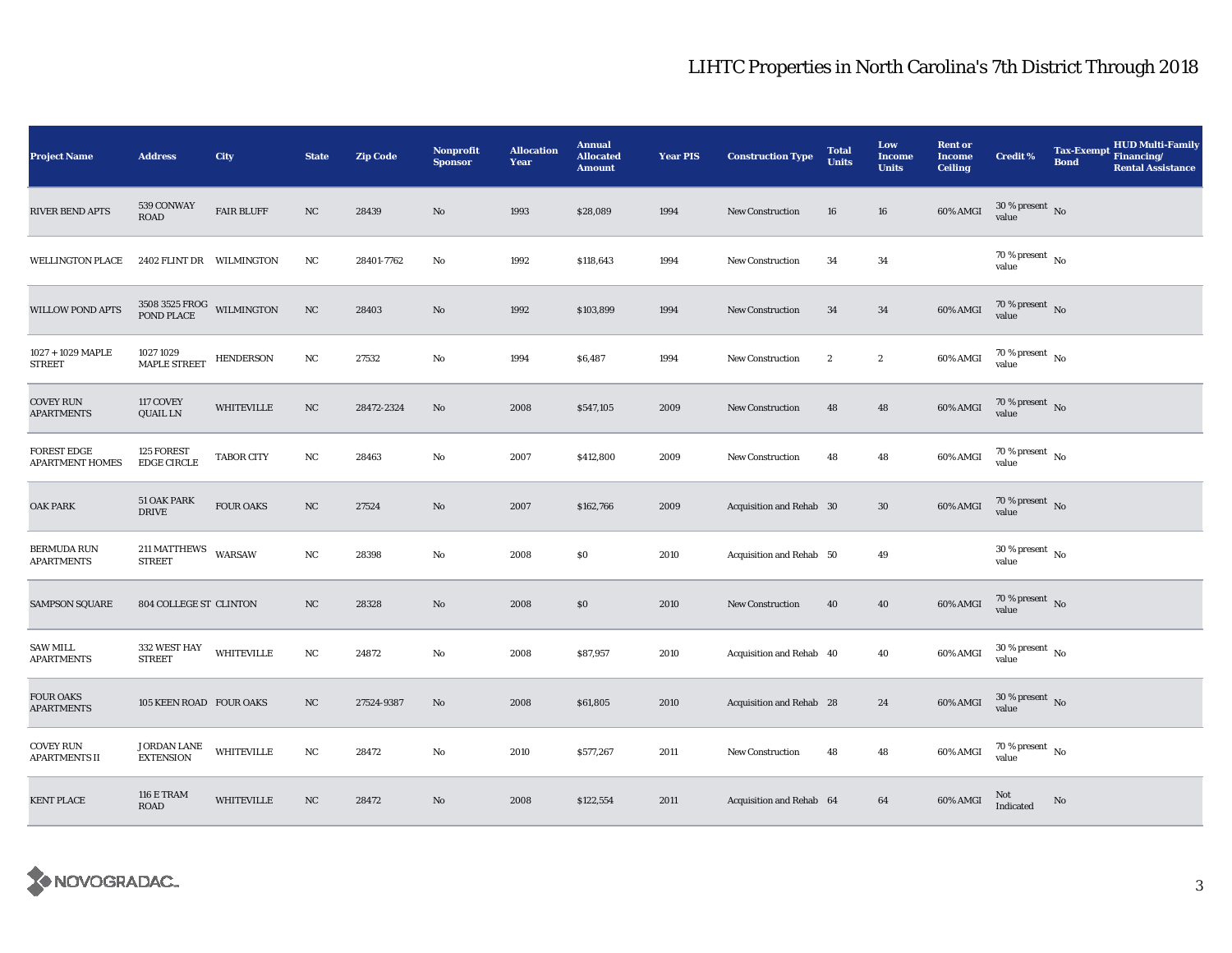# LIHTC Properties in North Carolina's 7th District Through 2018

| Project Name | Address | City | State | Zip Code | Nonprofit Sponsor | Allocation Year | Annual Allocated Amount | Year PIS | Construction Type | Total Units | Low Income Units | Rent or Income Ceiling | Credit % | Tax-Exempt Bond | HUD Multi-Family Financing/ Rental Assistance |
|---|---|---|---|---|---|---|---|---|---|---|---|---|---|---|---|
| RIVER BEND APTS | 539 CONWAY ROAD | FAIR BLUFF | NC | 28439 | No | 1993 | $28,089 | 1994 | New Construction | 16 | 16 | 60% AMGI | 30 % present value | No | |
| WELLINGTON PLACE | 2402 FLINT DR | WILMINGTON | NC | 28401-7762 | No | 1992 | $118,643 | 1994 | New Construction | 34 | 34 | | 70 % present value | No | |
| WILLOW POND APTS | 3508 3525 FROG POND PLACE | WILMINGTON | NC | 28403 | No | 1992 | $103,899 | 1994 | New Construction | 34 | 34 | 60% AMGI | 70 % present value | No | |
| 1027 + 1029 MAPLE STREET | 1027 1029 MAPLE STREET | HENDERSON | NC | 27532 | No | 1994 | $6,487 | 1994 | New Construction | 2 | 2 | 60% AMGI | 70 % present value | No | |
| COVEY RUN APARTMENTS | 117 COVEY QUAIL LN | WHITEVILLE | NC | 28472-2324 | No | 2008 | $547,105 | 2009 | New Construction | 48 | 48 | 60% AMGI | 70 % present value | No | |
| FOREST EDGE APARTMENT HOMES | 125 FOREST EDGE CIRCLE | TABOR CITY | NC | 28463 | No | 2007 | $412,800 | 2009 | New Construction | 48 | 48 | 60% AMGI | 70 % present value | No | |
| OAK PARK | 51 OAK PARK DRIVE | FOUR OAKS | NC | 27524 | No | 2007 | $162,766 | 2009 | Acquisition and Rehab | 30 | 30 | 60% AMGI | 70 % present value | No | |
| BERMUDA RUN APARTMENTS | 211 MATTHEWS STREET | WARSAW | NC | 28398 | No | 2008 | $0 | 2010 | Acquisition and Rehab | 50 | 49 | | 30 % present value | No | |
| SAMPSON SQUARE | 804 COLLEGE ST | CLINTON | NC | 28328 | No | 2008 | $0 | 2010 | New Construction | 40 | 40 | 60% AMGI | 70 % present value | No | |
| SAW MILL APARTMENTS | 332 WEST HAY STREET | WHITEVILLE | NC | 24872 | No | 2008 | $87,957 | 2010 | Acquisition and Rehab | 40 | 40 | 60% AMGI | 30 % present value | No | |
| FOUR OAKS APARTMENTS | 105 KEEN ROAD | FOUR OAKS | NC | 27524-9387 | No | 2008 | $61,805 | 2010 | Acquisition and Rehab | 28 | 24 | 60% AMGI | 30 % present value | No | |
| COVEY RUN APARTMENTS II | JORDAN LANE EXTENSION | WHITEVILLE | NC | 28472 | No | 2010 | $577,267 | 2011 | New Construction | 48 | 48 | 60% AMGI | 70 % present value | No | |
| KENT PLACE | 116 E TRAM ROAD | WHITEVILLE | NC | 28472 | No | 2008 | $122,554 | 2011 | Acquisition and Rehab | 64 | 64 | 60% AMGI | Not Indicated | No | |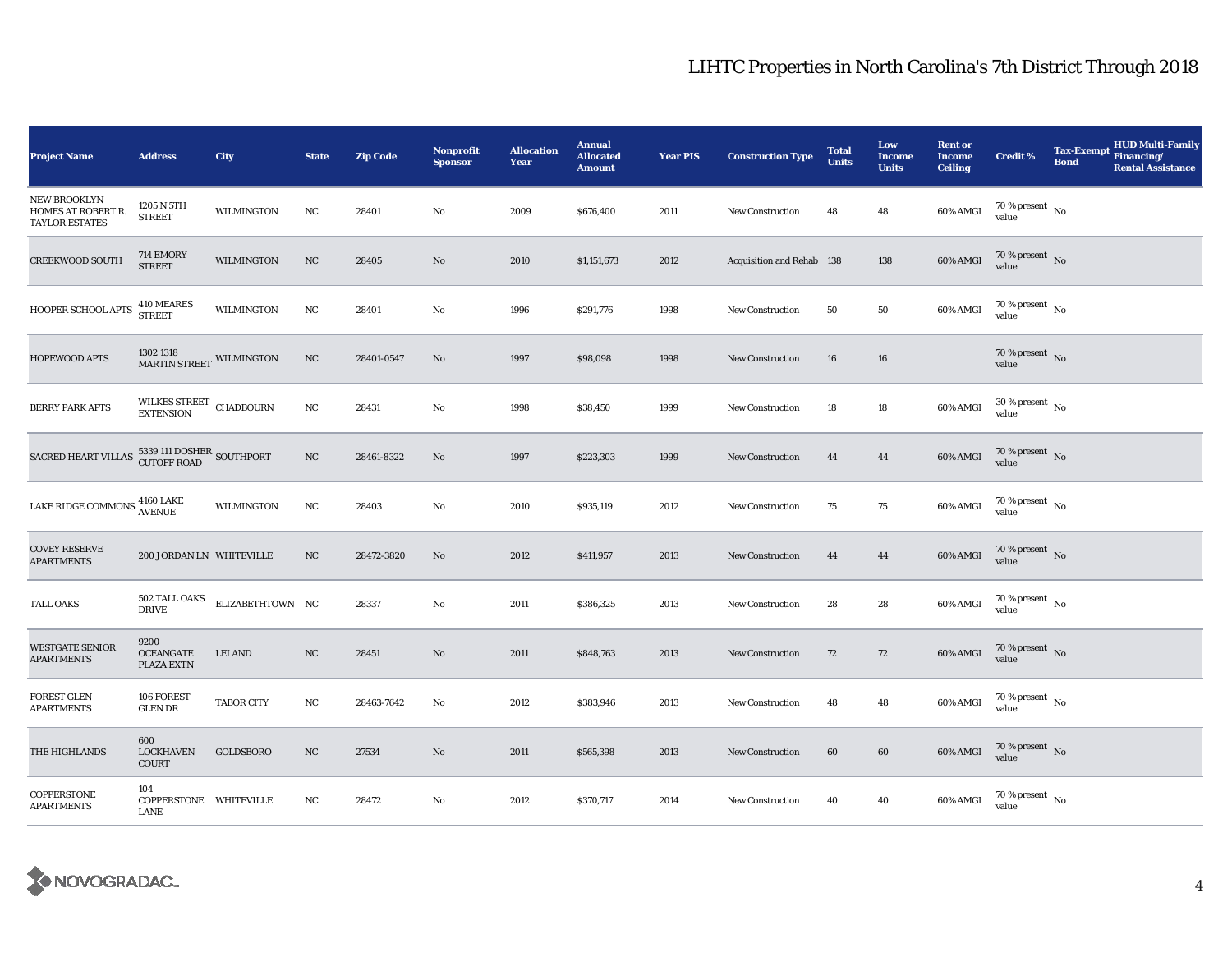# LIHTC Properties in North Carolina's 7th District Through 2018

| Project Name | Address | City | State | Zip Code | Nonprofit Sponsor | Allocation Year | Annual Allocated Amount | Year PIS | Construction Type | Total Units | Low Income Units | Rent or Income Ceiling | Credit % | Tax-Exempt Bond | HUD Multi-Family Financing/ Rental Assistance |
|---|---|---|---|---|---|---|---|---|---|---|---|---|---|---|---|
| NEW BROOKLYN HOMES AT ROBERT R. TAYLOR ESTATES | 1205 N 5TH STREET | WILMINGTON | NC | 28401 | No | 2009 | $676,400 | 2011 | New Construction | 48 | 48 | 60% AMGI | 70 % present value | No | |
| CREEKWOOD SOUTH | 714 EMORY STREET | WILMINGTON | NC | 28405 | No | 2010 | $1,151,673 | 2012 | Acquisition and Rehab | 138 | 138 | 60% AMGI | 70 % present value | No | |
| HOOPER SCHOOL APTS | 410 MEARES STREET | WILMINGTON | NC | 28401 | No | 1996 | $291,776 | 1998 | New Construction | 50 | 50 | 60% AMGI | 70 % present value | No | |
| HOPEWOOD APTS | 1302 1318 MARTIN STREET | WILMINGTON | NC | 28401-0547 | No | 1997 | $98,098 | 1998 | New Construction | 16 | 16 | | 70 % present value | No | |
| BERRY PARK APTS | WILKES STREET EXTENSION | CHADBOURN | NC | 28431 | No | 1998 | $38,450 | 1999 | New Construction | 18 | 18 | 60% AMGI | 30 % present value | No | |
| SACRED HEART VILLAS | 5339 111 DOSHER CUTOFF ROAD | SOUTHPORT | NC | 28461-8322 | No | 1997 | $223,303 | 1999 | New Construction | 44 | 44 | 60% AMGI | 70 % present value | No | |
| LAKE RIDGE COMMONS | 4160 LAKE AVENUE | WILMINGTON | NC | 28403 | No | 2010 | $935,119 | 2012 | New Construction | 75 | 75 | 60% AMGI | 70 % present value | No | |
| COVEY RESERVE APARTMENTS | 200 JORDAN LN | WHITEVILLE | NC | 28472-3820 | No | 2012 | $411,957 | 2013 | New Construction | 44 | 44 | 60% AMGI | 70 % present value | No | |
| TALL OAKS | 502 TALL OAKS DRIVE | ELIZABETHTOWN | NC | 28337 | No | 2011 | $386,325 | 2013 | New Construction | 28 | 28 | 60% AMGI | 70 % present value | No | |
| WESTGATE SENIOR APARTMENTS | 9200 OCEANGATE PLAZA EXTN | LELAND | NC | 28451 | No | 2011 | $848,763 | 2013 | New Construction | 72 | 72 | 60% AMGI | 70 % present value | No | |
| FOREST GLEN APARTMENTS | 106 FOREST GLEN DR | TABOR CITY | NC | 28463-7642 | No | 2012 | $383,946 | 2013 | New Construction | 48 | 48 | 60% AMGI | 70 % present value | No | |
| THE HIGHLANDS | 600 LOCKHAVEN COURT | GOLDSBORO | NC | 27534 | No | 2011 | $565,398 | 2013 | New Construction | 60 | 60 | 60% AMGI | 70 % present value | No | |
| COPPERSTONE APARTMENTS | 104 COPPERSTONE LANE | WHITEVILLE | NC | 28472 | No | 2012 | $370,717 | 2014 | New Construction | 40 | 40 | 60% AMGI | 70 % present value | No | |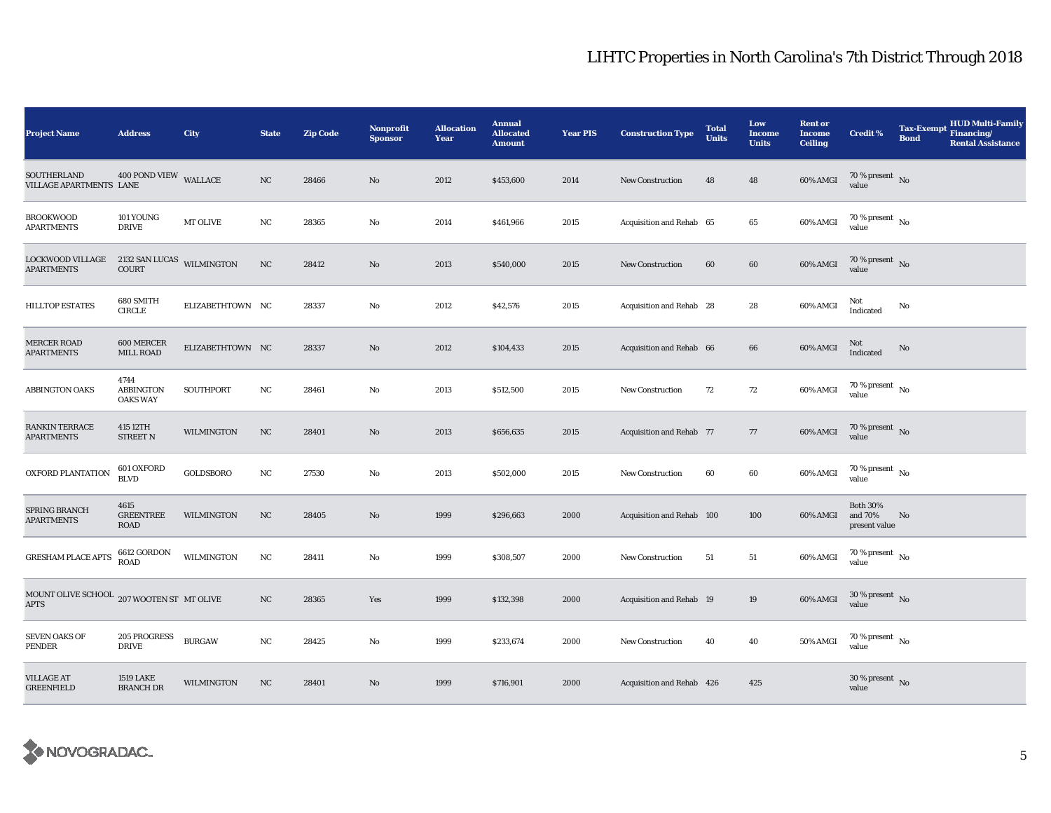# LIHTC Properties in North Carolina's 7th District Through 2018

| Project Name | Address | City | State | Zip Code | Nonprofit Sponsor | Allocation Year | Annual Allocated Amount | Year PIS | Construction Type | Total Units | Low Income Units | Rent or Income Ceiling | Credit % | Tax-Exempt Bond | HUD Multi-Family Financing/ Rental Assistance |
|---|---|---|---|---|---|---|---|---|---|---|---|---|---|---|---|
| SOUTHERLAND VILLAGE APARTMENTS | 400 POND VIEW LANE | WALLACE | NC | 28466 | No | 2012 | $453,600 | 2014 | New Construction | 48 | 48 | 60% AMGI | 70 % present value | No | |
| BROOKWOOD APARTMENTS | 101 YOUNG DRIVE | MT OLIVE | NC | 28365 | No | 2014 | $461,966 | 2015 | Acquisition and Rehab | 65 | 65 | 60% AMGI | 70 % present value | No | |
| LOCKWOOD VILLAGE APARTMENTS | 2132 SAN LUCAS COURT | WILMINGTON | NC | 28412 | No | 2013 | $540,000 | 2015 | New Construction | 60 | 60 | 60% AMGI | 70 % present value | No | |
| HILLTOP ESTATES | 680 SMITH CIRCLE | ELIZABETHTOWN | NC | 28337 | No | 2012 | $42,576 | 2015 | Acquisition and Rehab | 28 | 28 | 60% AMGI | Not Indicated | No | |
| MERCER ROAD APARTMENTS | 600 MERCER MILL ROAD | ELIZABETHTOWN | NC | 28337 | No | 2012 | $104,433 | 2015 | Acquisition and Rehab | 66 | 66 | 60% AMGI | Not Indicated | No | |
| ABBINGTON OAKS | 4744 ABBINGTON OAKS WAY | SOUTHPORT | NC | 28461 | No | 2013 | $512,500 | 2015 | New Construction | 72 | 72 | 60% AMGI | 70 % present value | No | |
| RANKIN TERRACE APARTMENTS | 415 12TH STREET N | WILMINGTON | NC | 28401 | No | 2013 | $656,635 | 2015 | Acquisition and Rehab | 77 | 77 | 60% AMGI | 70 % present value | No | |
| OXFORD PLANTATION | 601 OXFORD BLVD | GOLDSBORO | NC | 27530 | No | 2013 | $502,000 | 2015 | New Construction | 60 | 60 | 60% AMGI | 70 % present value | No | |
| SPRING BRANCH APARTMENTS | 4615 GREENTREE ROAD | WILMINGTON | NC | 28405 | No | 1999 | $296,663 | 2000 | Acquisition and Rehab | 100 | 100 | 60% AMGI | Both 30% and 70% present value | No | |
| GRESHAM PLACE APTS | 6612 GORDON ROAD | WILMINGTON | NC | 28411 | No | 1999 | $308,507 | 2000 | New Construction | 51 | 51 | 60% AMGI | 70 % present value | No | |
| MOUNT OLIVE SCHOOL APTS | 207 WOOTEN ST | MT OLIVE | NC | 28365 | Yes | 1999 | $132,398 | 2000 | Acquisition and Rehab | 19 | 19 | 60% AMGI | 30 % present value | No | |
| SEVEN OAKS OF PENDER | 205 PROGRESS DRIVE | BURGAW | NC | 28425 | No | 1999 | $233,674 | 2000 | New Construction | 40 | 40 | 50% AMGI | 70 % present value | No | |
| VILLAGE AT GREENFIELD | 1519 LAKE BRANCH DR | WILMINGTON | NC | 28401 | No | 1999 | $716,901 | 2000 | Acquisition and Rehab | 426 | 425 | | 30 % present value | No | |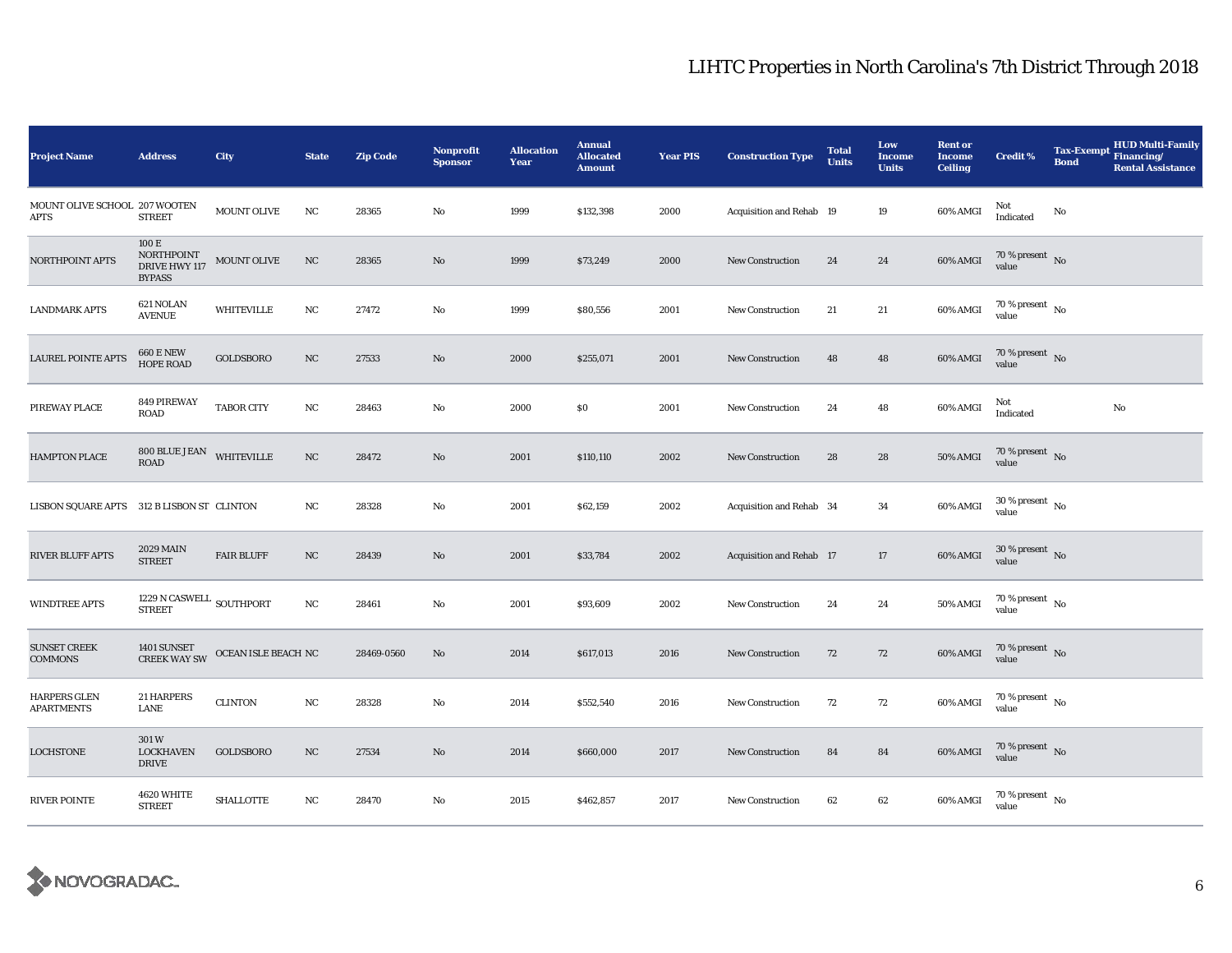# LIHTC Properties in North Carolina's 7th District Through 2018

| Project Name | Address | City | State | Zip Code | Nonprofit Sponsor | Allocation Year | Annual Allocated Amount | Year PIS | Construction Type | Total Units | Low Income Units | Rent or Income Ceiling | Credit % | Tax-Exempt Bond | HUD Multi-Family Financing/ Rental Assistance |
|---|---|---|---|---|---|---|---|---|---|---|---|---|---|---|---|
| MOUNT OLIVE SCHOOL APTS | 207 WOOTEN STREET | MOUNT OLIVE | NC | 28365 | No | 1999 | $132,398 | 2000 | Acquisition and Rehab | 19 | 19 | 60% AMGI | Not Indicated | No | |
| NORTHPOINT APTS | 100 E NORTHPOINT DRIVE HWY 117 BYPASS | MOUNT OLIVE | NC | 28365 | No | 1999 | $73,249 | 2000 | New Construction | 24 | 24 | 60% AMGI | 70 % present value | No | |
| LANDMARK APTS | 621 NOLAN AVENUE | WHITEVILLE | NC | 27472 | No | 1999 | $80,556 | 2001 | New Construction | 21 | 21 | 60% AMGI | 70 % present value | No | |
| LAUREL POINTE APTS | 660 E NEW HOPE ROAD | GOLDSBORO | NC | 27533 | No | 2000 | $255,071 | 2001 | New Construction | 48 | 48 | 60% AMGI | 70 % present value | No | |
| PIREWAY PLACE | 849 PIREWAY ROAD | TABOR CITY | NC | 28463 | No | 2000 | $0 | 2001 | New Construction | 24 | 48 | 60% AMGI | Not Indicated | | No |
| HAMPTON PLACE | 800 BLUE JEAN ROAD | WHITEVILLE | NC | 28472 | No | 2001 | $110,110 | 2002 | New Construction | 28 | 28 | 50% AMGI | 70 % present value | No | |
| LISBON SQUARE APTS | 312 B LISBON ST | CLINTON | NC | 28328 | No | 2001 | $62,159 | 2002 | Acquisition and Rehab | 34 | 34 | 60% AMGI | 30 % present value | No | |
| RIVER BLUFF APTS | 2029 MAIN STREET | FAIR BLUFF | NC | 28439 | No | 2001 | $33,784 | 2002 | Acquisition and Rehab | 17 | 17 | 60% AMGI | 30 % present value | No | |
| WINDTREE APTS | 1229 N CASWELL STREET | SOUTHPORT | NC | 28461 | No | 2001 | $93,609 | 2002 | New Construction | 24 | 24 | 50% AMGI | 70 % present value | No | |
| SUNSET CREEK COMMONS | 1401 SUNSET CREEK WAY SW | OCEAN ISLE BEACH | NC | 28469-0560 | No | 2014 | $617,013 | 2016 | New Construction | 72 | 72 | 60% AMGI | 70 % present value | No | |
| HARPERS GLEN APARTMENTS | 21 HARPERS LANE | CLINTON | NC | 28328 | No | 2014 | $552,540 | 2016 | New Construction | 72 | 72 | 60% AMGI | 70 % present value | No | |
| LOCHSTONE | 301 W LOCKHAVEN DRIVE | GOLDSBORO | NC | 27534 | No | 2014 | $660,000 | 2017 | New Construction | 84 | 84 | 60% AMGI | 70 % present value | No | |
| RIVER POINTE | 4620 WHITE STREET | SHALLOTTE | NC | 28470 | No | 2015 | $462,857 | 2017 | New Construction | 62 | 62 | 60% AMGI | 70 % present value | No | |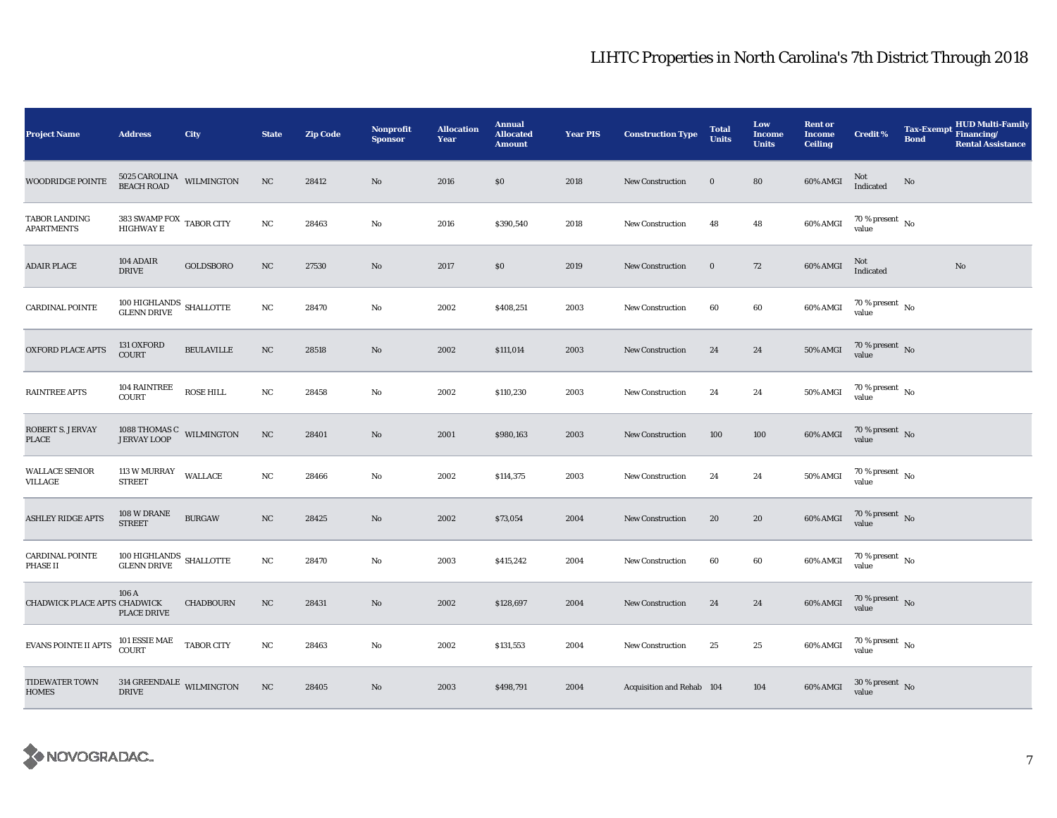# LIHTC Properties in North Carolina's 7th District Through 2018

| Project Name | Address | City | State | Zip Code | Nonprofit Sponsor | Allocation Year | Annual Allocated Amount | Year PIS | Construction Type | Total Units | Low Income Units | Rent or Income Ceiling | Credit % | Tax-Exempt Bond | HUD Multi-Family Financing/ Rental Assistance |
|---|---|---|---|---|---|---|---|---|---|---|---|---|---|---|---|
| WOODRIDGE POINTE | 5025 CAROLINA BEACH ROAD | WILMINGTON | NC | 28412 | No | 2016 | $0 | 2018 | New Construction | 0 | 80 | 60% AMGI | Not Indicated | No | |
| TABOR LANDING APARTMENTS | 383 SWAMP FOX HIGHWAY E | TABOR CITY | NC | 28463 | No | 2016 | $390,540 | 2018 | New Construction | 48 | 48 | 60% AMGI | 70 % present value | No | |
| ADAIR PLACE | 104 ADAIR DRIVE | GOLDSBORO | NC | 27530 | No | 2017 | $0 | 2019 | New Construction | 0 | 72 | 60% AMGI | Not Indicated | | No |
| CARDINAL POINTE | 100 HIGHLANDS GLENN DRIVE | SHALLOTTE | NC | 28470 | No | 2002 | $408,251 | 2003 | New Construction | 60 | 60 | 60% AMGI | 70 % present value | No | |
| OXFORD PLACE APTS | 131 OXFORD COURT | BEULAVILLE | NC | 28518 | No | 2002 | $111,014 | 2003 | New Construction | 24 | 24 | 50% AMGI | 70 % present value | No | |
| RAINTREE APTS | 104 RAINTREE COURT | ROSE HILL | NC | 28458 | No | 2002 | $110,230 | 2003 | New Construction | 24 | 24 | 50% AMGI | 70 % present value | No | |
| ROBERT S. JERVAY PLACE | 1088 THOMAS C JERVAY LOOP | WILMINGTON | NC | 28401 | No | 2001 | $980,163 | 2003 | New Construction | 100 | 100 | 60% AMGI | 70 % present value | No | |
| WALLACE SENIOR VILLAGE | 113 W MURRAY STREET | WALLACE | NC | 28466 | No | 2002 | $114,375 | 2003 | New Construction | 24 | 24 | 50% AMGI | 70 % present value | No | |
| ASHLEY RIDGE APTS | 108 W DRANE STREET | BURGAW | NC | 28425 | No | 2002 | $73,054 | 2004 | New Construction | 20 | 20 | 60% AMGI | 70 % present value | No | |
| CARDINAL POINTE PHASE II | 100 HIGHLANDS GLENN DRIVE | SHALLOTTE | NC | 28470 | No | 2003 | $415,242 | 2004 | New Construction | 60 | 60 | 60% AMGI | 70 % present value | No | |
| CHADWICK PLACE APTS | 106 A CHADWICK PLACE DRIVE | CHADBOURN | NC | 28431 | No | 2002 | $128,697 | 2004 | New Construction | 24 | 24 | 60% AMGI | 70 % present value | No | |
| EVANS POINTE II APTS | 101 ESSIE MAE COURT | TABOR CITY | NC | 28463 | No | 2002 | $131,553 | 2004 | New Construction | 25 | 25 | 60% AMGI | 70 % present value | No | |
| TIDEWATER TOWN HOMES | 314 GREENDALE DRIVE | WILMINGTON | NC | 28405 | No | 2003 | $498,791 | 2004 | Acquisition and Rehab | 104 | 104 | 60% AMGI | 30 % present value | No | |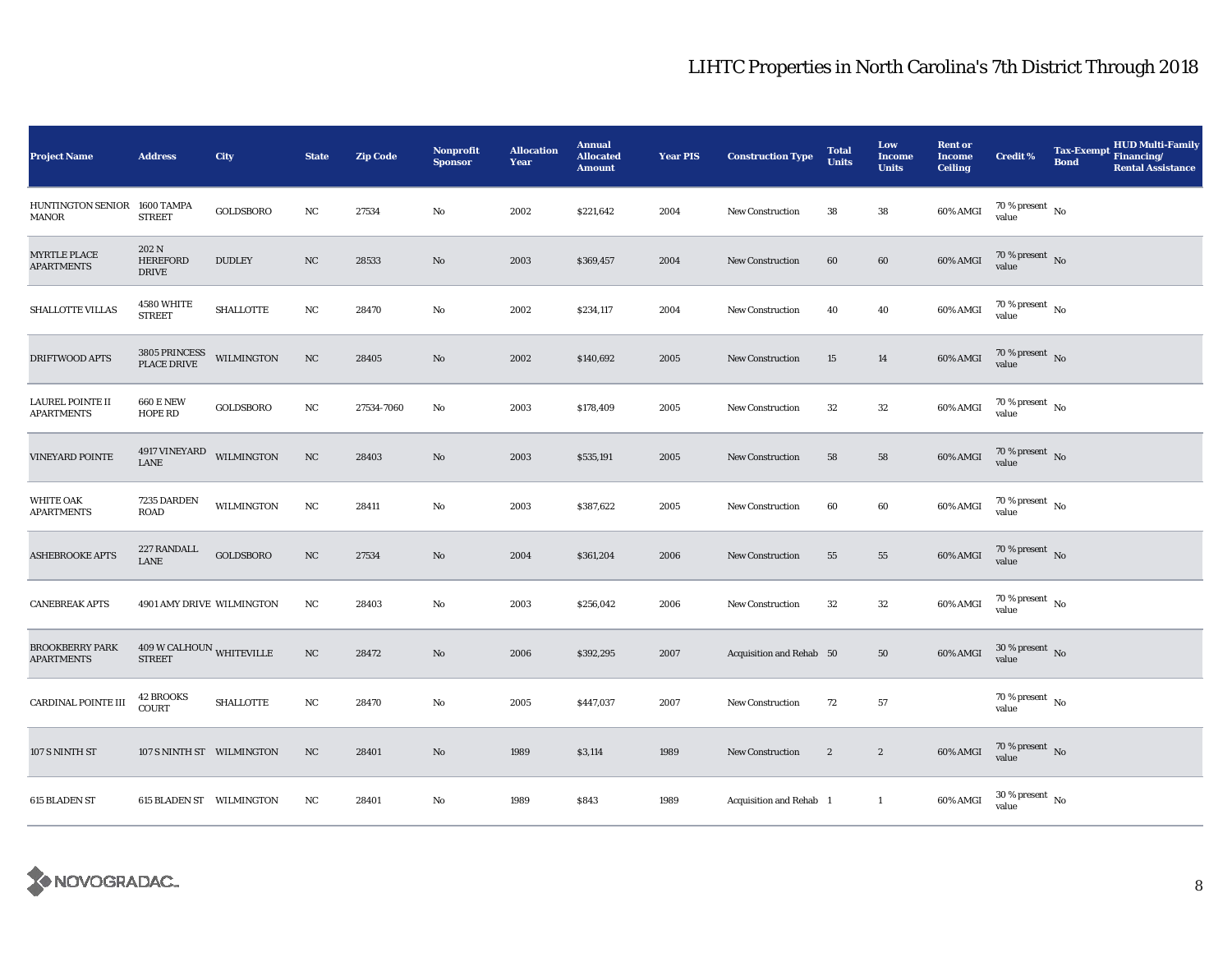# LIHTC Properties in North Carolina's 7th District Through 2018

| Project Name | Address | City | State | Zip Code | Nonprofit Sponsor | Allocation Year | Annual Allocated Amount | Year PIS | Construction Type | Total Units | Low Income Units | Rent or Income Ceiling | Credit % | Tax-Exempt Bond | HUD Multi-Family Financing/ Rental Assistance |
|---|---|---|---|---|---|---|---|---|---|---|---|---|---|---|---|
| HUNTINGTON SENIOR MANOR | 1600 TAMPA STREET | GOLDSBORO | NC | 27534 | No | 2002 | $221,642 | 2004 | New Construction | 38 | 38 | 60% AMGI | 70 % present value | No | |
| MYRTLE PLACE APARTMENTS | 202 N HEREFORD DRIVE | DUDLEY | NC | 28533 | No | 2003 | $369,457 | 2004 | New Construction | 60 | 60 | 60% AMGI | 70 % present value | No | |
| SHALLOTTE VILLAS | 4580 WHITE STREET | SHALLOTTE | NC | 28470 | No | 2002 | $234,117 | 2004 | New Construction | 40 | 40 | 60% AMGI | 70 % present value | No | |
| DRIFTWOOD APTS | 3805 PRINCESS PLACE DRIVE | WILMINGTON | NC | 28405 | No | 2002 | $140,692 | 2005 | New Construction | 15 | 14 | 60% AMGI | 70 % present value | No | |
| LAUREL POINTE II APARTMENTS | 660 E NEW HOPE RD | GOLDSBORO | NC | 27534-7060 | No | 2003 | $178,409 | 2005 | New Construction | 32 | 32 | 60% AMGI | 70 % present value | No | |
| VINEYARD POINTE | 4917 VINEYARD LANE | WILMINGTON | NC | 28403 | No | 2003 | $535,191 | 2005 | New Construction | 58 | 58 | 60% AMGI | 70 % present value | No | |
| WHITE OAK APARTMENTS | 7235 DARDEN ROAD | WILMINGTON | NC | 28411 | No | 2003 | $387,622 | 2005 | New Construction | 60 | 60 | 60% AMGI | 70 % present value | No | |
| ASHEBROOKE APTS | 227 RANDALL LANE | GOLDSBORO | NC | 27534 | No | 2004 | $361,204 | 2006 | New Construction | 55 | 55 | 60% AMGI | 70 % present value | No | |
| CANEBREAK APTS | 4901 AMY DRIVE | WILMINGTON | NC | 28403 | No | 2003 | $256,042 | 2006 | New Construction | 32 | 32 | 60% AMGI | 70 % present value | No | |
| BROOKBERRY PARK APARTMENTS | 409 W CALHOUN STREET | WHITEVILLE | NC | 28472 | No | 2006 | $392,295 | 2007 | Acquisition and Rehab | 50 | 50 | 60% AMGI | 30 % present value | No | |
| CARDINAL POINTE III | 42 BROOKS COURT | SHALLOTTE | NC | 28470 | No | 2005 | $447,037 | 2007 | New Construction | 72 | 57 | | 70 % present value | No | |
| 107 S NINTH ST | 107 S NINTH ST | WILMINGTON | NC | 28401 | No | 1989 | $3,114 | 1989 | New Construction | 2 | 2 | 60% AMGI | 70 % present value | No | |
| 615 BLADEN ST | 615 BLADEN ST | WILMINGTON | NC | 28401 | No | 1989 | $843 | 1989 | Acquisition and Rehab | 1 | 1 | 60% AMGI | 30 % present value | No | |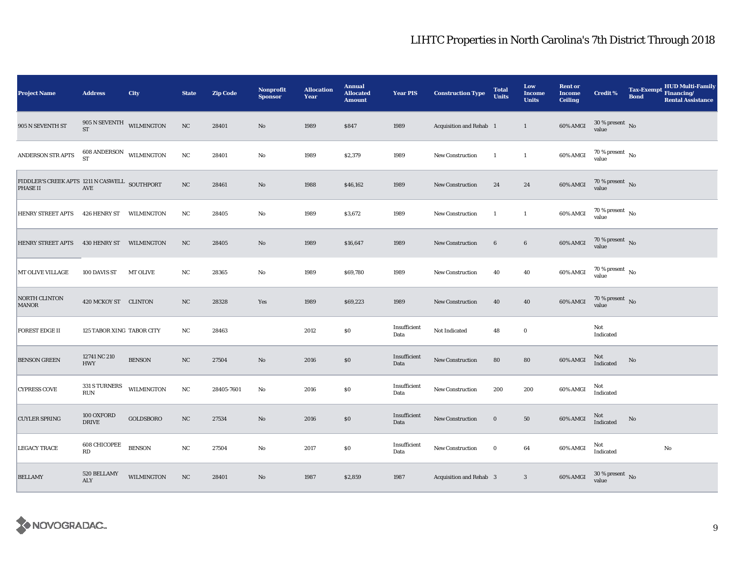# LIHTC Properties in North Carolina's 7th District Through 2018

| Project Name | Address | City | State | Zip Code | Nonprofit Sponsor | Allocation Year | Annual Allocated Amount | Year PIS | Construction Type | Total Units | Low Income Units | Rent or Income Ceiling | Credit % | Tax-Exempt Bond | HUD Multi-Family Financing/ Rental Assistance |
|---|---|---|---|---|---|---|---|---|---|---|---|---|---|---|---|
| 905 N SEVENTH ST | 905 N SEVENTH ST | WILMINGTON | NC | 28401 | No | 1989 | $847 | 1989 | Acquisition and Rehab | 1 | 1 | 60% AMGI | 30 % present value | No | |
| ANDERSON STR APTS | 608 ANDERSON ST | WILMINGTON | NC | 28401 | No | 1989 | $2,379 | 1989 | New Construction | 1 | 1 | 60% AMGI | 70 % present value | No | |
| FIDDLER'S CREEK APTS PHASE II | 1211 N CASWELL AVE | SOUTHPORT | NC | 28461 | No | 1988 | $46,162 | 1989 | New Construction | 24 | 24 | 60% AMGI | 70 % present value | No | |
| HENRY STREET APTS | 426 HENRY ST | WILMINGTON | NC | 28405 | No | 1989 | $3,672 | 1989 | New Construction | 1 | 1 | 60% AMGI | 70 % present value | No | |
| HENRY STREET APTS | 430 HENRY ST | WILMINGTON | NC | 28405 | No | 1989 | $16,647 | 1989 | New Construction | 6 | 6 | 60% AMGI | 70 % present value | No | |
| MT OLIVE VILLAGE | 100 DAVIS ST | MT OLIVE | NC | 28365 | No | 1989 | $69,780 | 1989 | New Construction | 40 | 40 | 60% AMGI | 70 % present value | No | |
| NORTH CLINTON MANOR | 420 MCKOY ST | CLINTON | NC | 28328 | Yes | 1989 | $69,223 | 1989 | New Construction | 40 | 40 | 60% AMGI | 70 % present value | No | |
| FOREST EDGE II | 125 TABOR XING | TABOR CITY | NC | 28463 | | 2012 | $0 | Insufficient Data | Not Indicated | 48 | 0 | | Not Indicated | | |
| BENSON GREEN | 12741 NC 210 HWY | BENSON | NC | 27504 | No | 2016 | $0 | Insufficient Data | New Construction | 80 | 80 | 60% AMGI | Not Indicated | No | |
| CYPRESS COVE | 331 S TURNERS RUN | WILMINGTON | NC | 28405-7601 | No | 2016 | $0 | Insufficient Data | New Construction | 200 | 200 | 60% AMGI | Not Indicated | | |
| CUYLER SPRING | 100 OXFORD DRIVE | GOLDSBORO | NC | 27534 | No | 2016 | $0 | Insufficient Data | New Construction | 0 | 50 | 60% AMGI | Not Indicated | No | |
| LEGACY TRACE | 608 CHICOPEE RD | BENSON | NC | 27504 | No | 2017 | $0 | Insufficient Data | New Construction | 0 | 64 | 60% AMGI | Not Indicated | | No |
| BELLAMY | 520 BELLAMY ALY | WILMINGTON | NC | 28401 | No | 1987 | $2,859 | 1987 | Acquisition and Rehab | 3 | 3 | 60% AMGI | 30 % present value | No | |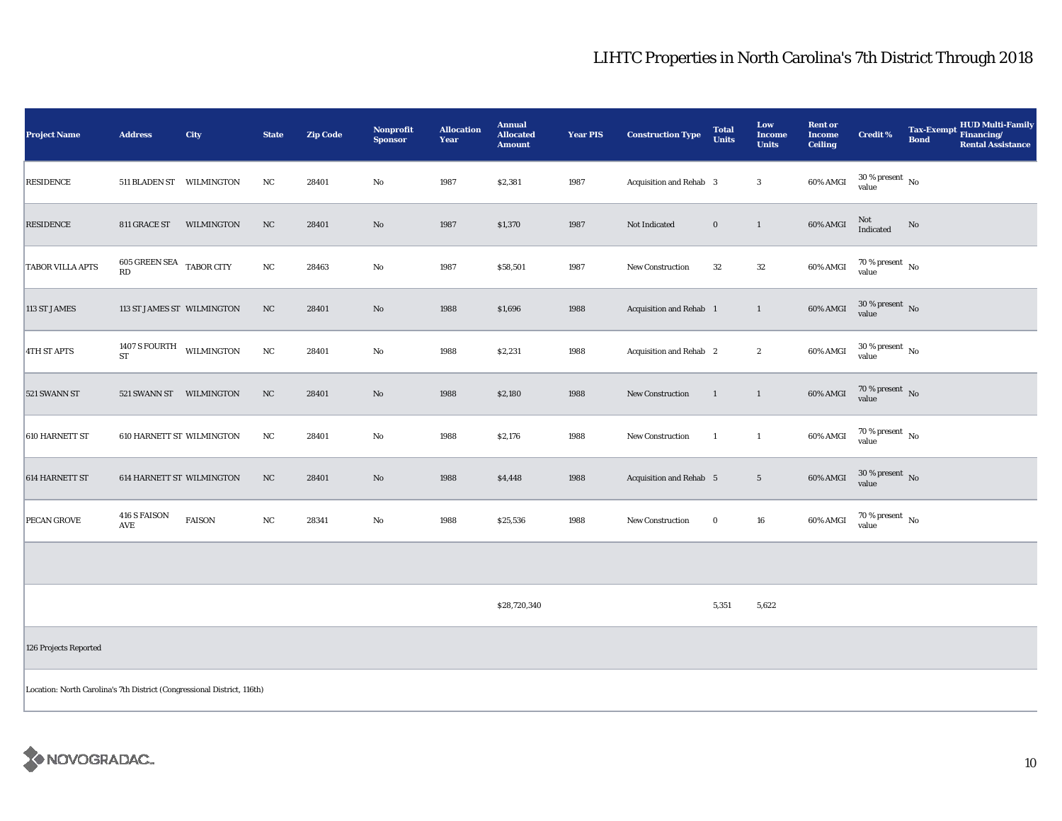# LIHTC Properties in North Carolina's 7th District Through 2018

| Project Name | Address | City | State | Zip Code | Nonprofit Sponsor | Allocation Year | Annual Allocated Amount | Year PIS | Construction Type | Total Units | Low Income Units | Rent or Income Ceiling | Credit % | Tax-Exempt Bond | HUD Multi-Family Financing/ Rental Assistance |
|---|---|---|---|---|---|---|---|---|---|---|---|---|---|---|---|
| RESIDENCE | 511 BLADEN ST | WILMINGTON | NC | 28401 | No | 1987 | $2,381 | 1987 | Acquisition and Rehab | 3 | 3 | 60% AMGI | 30 % present value | No | |
| RESIDENCE | 811 GRACE ST | WILMINGTON | NC | 28401 | No | 1987 | $1,370 | 1987 | Not Indicated | 0 | 1 | 60% AMGI | Not Indicated | No | |
| TABOR VILLA APTS | 605 GREEN SEA RD | TABOR CITY | NC | 28463 | No | 1987 | $58,501 | 1987 | New Construction | 32 | 32 | 60% AMGI | 70 % present value | No | |
| 113 ST JAMES | 113 ST JAMES ST | WILMINGTON | NC | 28401 | No | 1988 | $1,696 | 1988 | Acquisition and Rehab | 1 | 1 | 60% AMGI | 30 % present value | No | |
| 4TH ST APTS | 1407 S FOURTH ST | WILMINGTON | NC | 28401 | No | 1988 | $2,231 | 1988 | Acquisition and Rehab | 2 | 2 | 60% AMGI | 30 % present value | No | |
| 521 SWANN ST | 521 SWANN ST | WILMINGTON | NC | 28401 | No | 1988 | $2,180 | 1988 | New Construction | 1 | 1 | 60% AMGI | 70 % present value | No | |
| 610 HARNETT ST | 610 HARNETT ST | WILMINGTON | NC | 28401 | No | 1988 | $2,176 | 1988 | New Construction | 1 | 1 | 60% AMGI | 70 % present value | No | |
| 614 HARNETT ST | 614 HARNETT ST | WILMINGTON | NC | 28401 | No | 1988 | $4,448 | 1988 | Acquisition and Rehab | 5 | 5 | 60% AMGI | 30 % present value | No | |
| PECAN GROVE | 416 S FAISON AVE | FAISON | NC | 28341 | No | 1988 | $25,536 | 1988 | New Construction | 0 | 16 | 60% AMGI | 70 % present value | No | |
| | | | | | | | | | | | | | | | |
| | | | | | | | $28,720,340 | | | 5,351 | 5,622 | | | | |
| 126 Projects Reported | | | | | | | | | | | | | | | |
| Location: North Carolina's 7th District (Congressional District, 116th) | | | | | | | | | | | | | | | |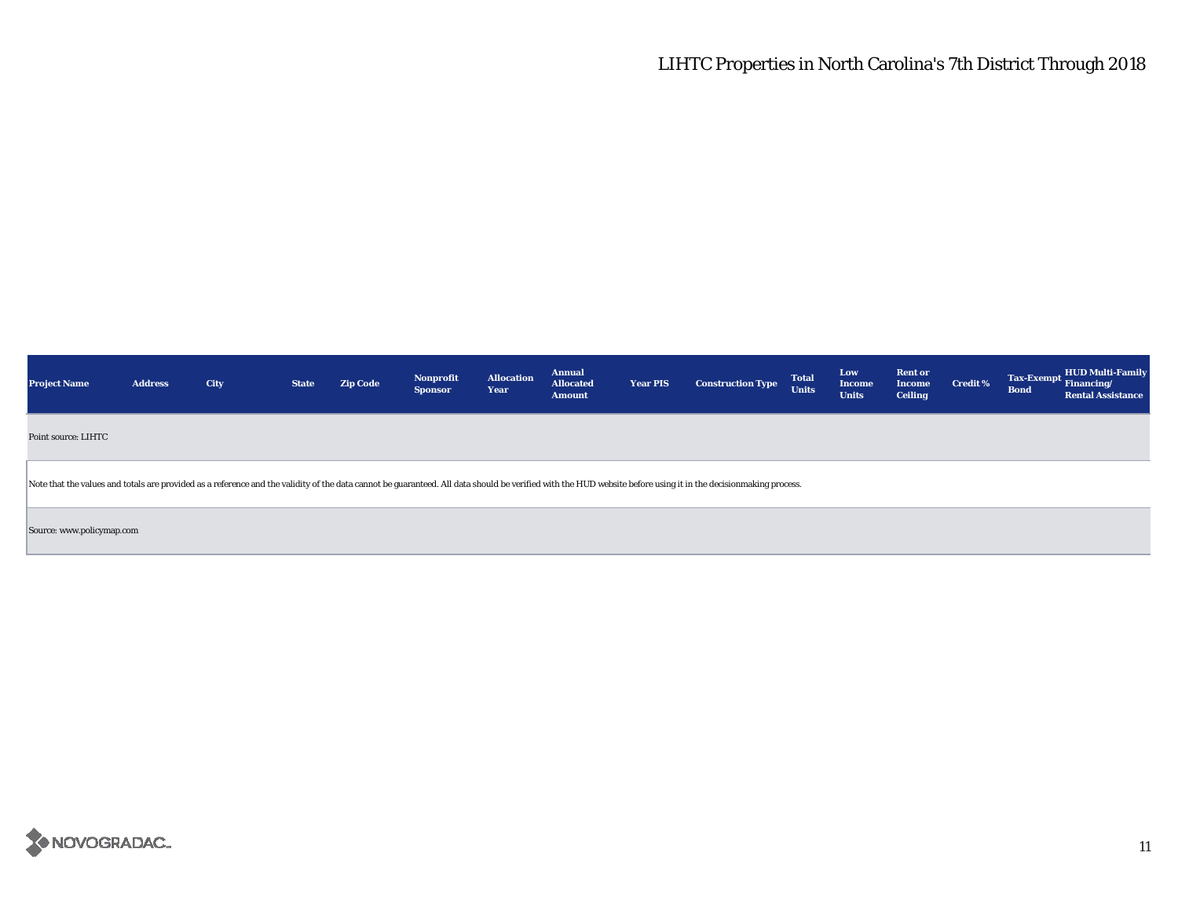# LIHTC Properties in North Carolina's 7th District Through 2018

| Project Name | Address | City | State | Zip Code | Nonprofit Sponsor | Allocation Year | Annual Allocated Amount | Year PIS | Construction Type | Total Units | Low Income Units | Rent or Income Ceiling | Credit % | Tax-Exempt Bond | HUD Multi-Family Financing/ Rental Assistance |
|---|---|---|---|---|---|---|---|---|---|---|---|---|---|---|---|

Point source: LIHTC

Note that the values and totals are provided as a reference and the validity of the data cannot be guaranteed. All data should be verified with the HUD website before using it in the decisionmaking process.

Source: www.policymap.com